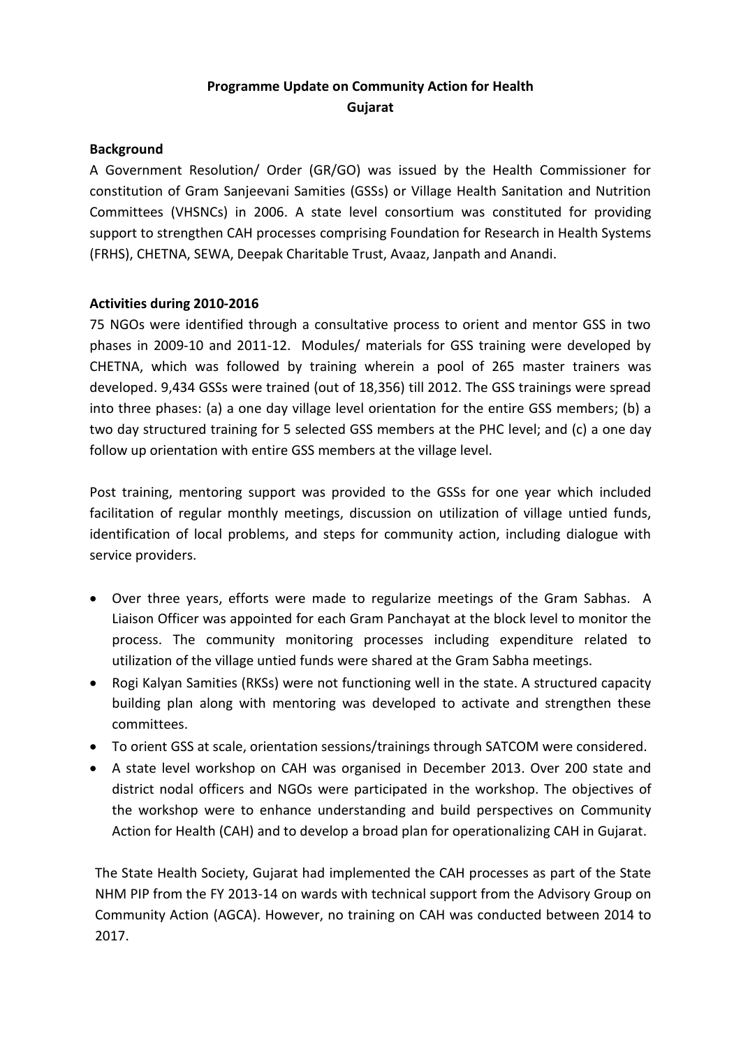**Programme Update on Community Action for Health**
**Gujarat**

**Background**

A Government Resolution/ Order (GR/GO) was issued by the Health Commissioner for constitution of Gram Sanjeevani Samities (GSSs) or Village Health Sanitation and Nutrition Committees (VHSNCs) in 2006. A state level consortium was constituted for providing support to strengthen CAH processes comprising Foundation for Research in Health Systems (FRHS), CHETNA, SEWA, Deepak Charitable Trust, Avaaz, Janpath and Anandi.

**Activities during 2010-2016**

75 NGOs were identified through a consultative process to orient and mentor GSS in two phases in 2009-10 and 2011-12. Modules/ materials for GSS training were developed by CHETNA, which was followed by training wherein a pool of 265 master trainers was developed. 9,434 GSSs were trained (out of 18,356) till 2012. The GSS trainings were spread into three phases: (a) a one day village level orientation for the entire GSS members; (b) a two day structured training for 5 selected GSS members at the PHC level; and (c) a one day follow up orientation with entire GSS members at the village level.

Post training, mentoring support was provided to the GSSs for one year which included facilitation of regular monthly meetings, discussion on utilization of village untied funds, identification of local problems, and steps for community action, including dialogue with service providers.

- Over three years, efforts were made to regularize meetings of the Gram Sabhas. A Liaison Officer was appointed for each Gram Panchayat at the block level to monitor the process. The community monitoring processes including expenditure related to utilization of the village untied funds were shared at the Gram Sabha meetings.
- Rogi Kalyan Samities (RKSs) were not functioning well in the state. A structured capacity building plan along with mentoring was developed to activate and strengthen these committees.
- To orient GSS at scale, orientation sessions/trainings through SATCOM were considered.
- A state level workshop on CAH was organised in December 2013. Over 200 state and district nodal officers and NGOs were participated in the workshop. The objectives of the workshop were to enhance understanding and build perspectives on Community Action for Health (CAH) and to develop a broad plan for operationalizing CAH in Gujarat.

The State Health Society, Gujarat had implemented the CAH processes as part of the State NHM PIP from the FY 2013-14 on wards with technical support from the Advisory Group on Community Action (AGCA). However, no training on CAH was conducted between 2014 to 2017.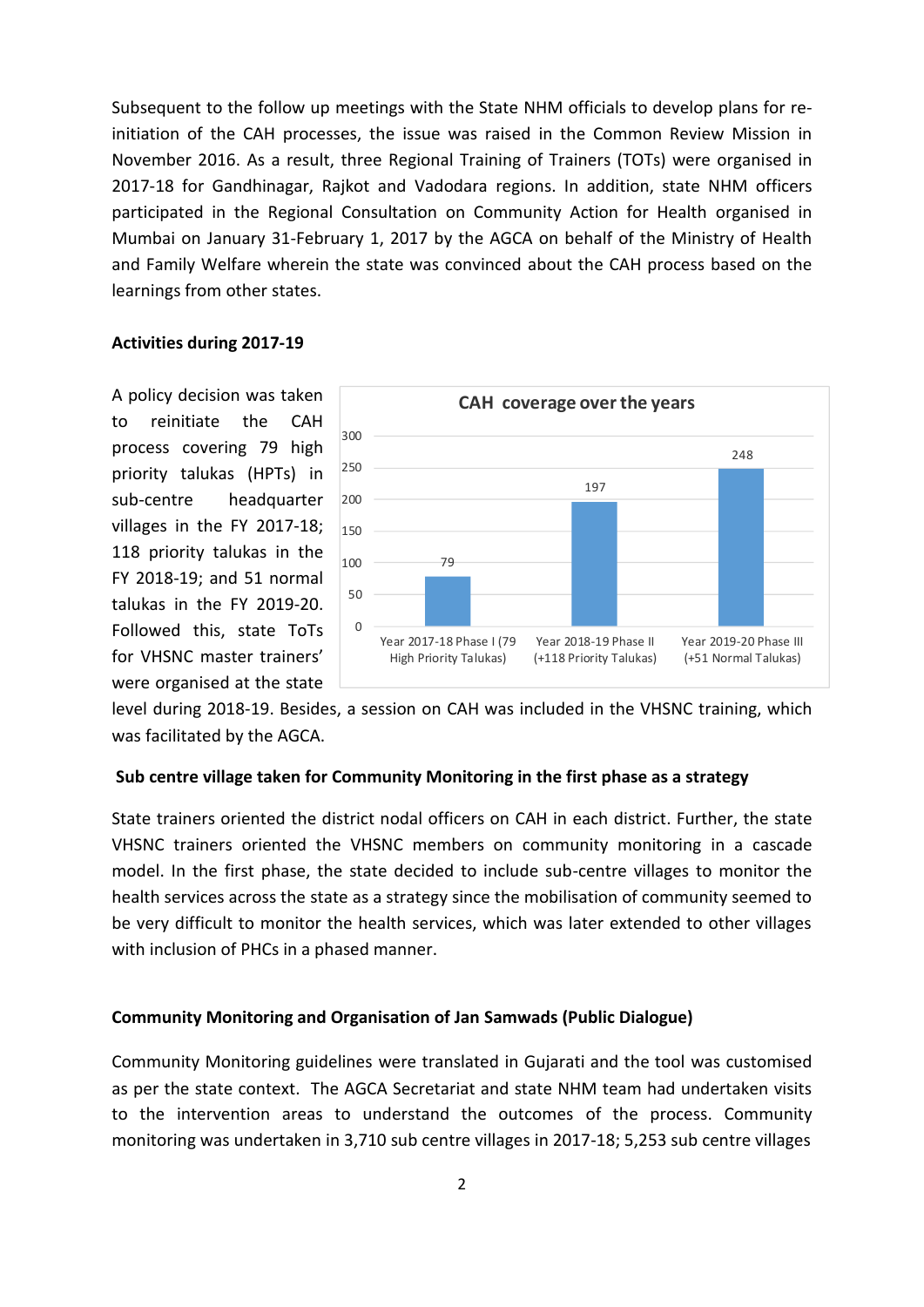Subsequent to the follow up meetings with the State NHM officials to develop plans for re-initiation of the CAH processes, the issue was raised in the Common Review Mission in November 2016. As a result, three Regional Training of Trainers (TOTs) were organised in 2017-18 for Gandhinagar, Rajkot and Vadodara regions. In addition, state NHM officers participated in the Regional Consultation on Community Action for Health organised in Mumbai on January 31-February 1, 2017 by the AGCA on behalf of the Ministry of Health and Family Welfare wherein the state was convinced about the CAH process based on the learnings from other states.

**Activities during 2017-19**

A policy decision was taken to reinitiate the CAH process covering 79 high priority talukas (HPTs) in sub-centre headquarter villages in the FY 2017-18; 118 priority talukas in the FY 2018-19; and 51 normal talukas in the FY 2019-20. Followed this, state ToTs for VHSNC master trainers' were organised at the state level during 2018-19. Besides, a session on CAH was included in the VHSNC training, which was facilitated by the AGCA.

**CAH coverage over the years**

| Year | Coverage |
|---|---|
| Year 2017-18 Phase I (79 High Priority Talukas) | 79 |
| Year 2018-19 Phase II (+118 Priority Talukas) | 197 |
| Year 2019-20 Phase III (+51 Normal Talukas) | 248 |

**Sub centre village taken for Community Monitoring in the first phase as a strategy**

State trainers oriented the district nodal officers on CAH in each district. Further, the state VHSNC trainers oriented the VHSNC members on community monitoring in a cascade model. In the first phase, the state decided to include sub-centre villages to monitor the health services across the state as a strategy since the mobilisation of community seemed to be very difficult to monitor the health services, which was later extended to other villages with inclusion of PHCs in a phased manner.

**Community Monitoring and Organisation of Jan Samwads (Public Dialogue)**

Community Monitoring guidelines were translated in Gujarati and the tool was customised as per the state context. The AGCA Secretariat and state NHM team had undertaken visits to the intervention areas to understand the outcomes of the process. Community monitoring was undertaken in 3,710 sub centre villages in 2017-18; 5,253 sub centre villages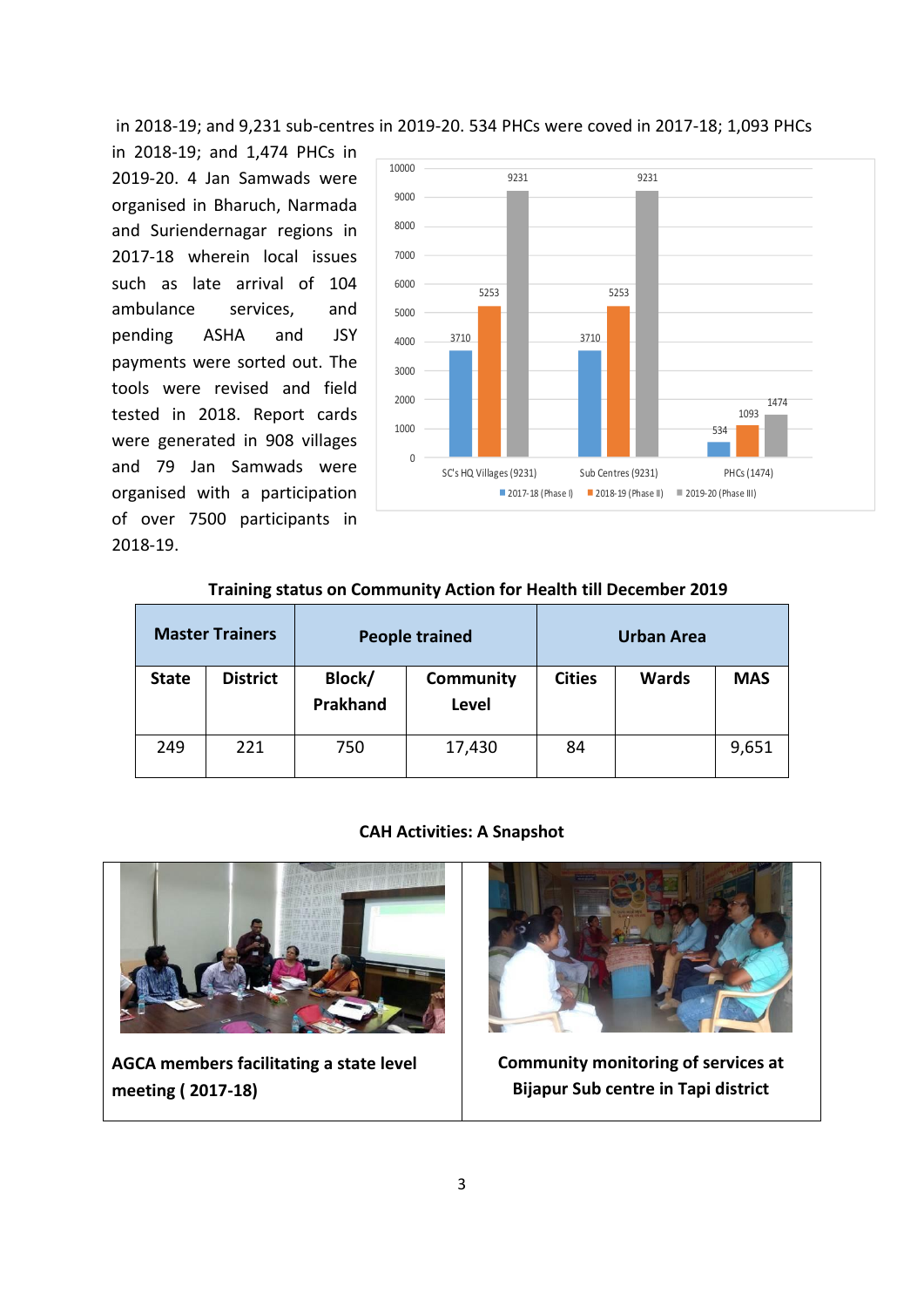in 2018-19; and 9,231 sub-centres in 2019-20. 534 PHCs were coved in 2017-18; 1,093 PHCs in 2018-19; and 1,474 PHCs in 2019-20. 4 Jan Samwads were organised in Bharuch, Narmada and Suriendernagar regions in 2017-18 wherein local issues such as late arrival of 104 ambulance services, and pending ASHA and JSY payments were sorted out. The tools were revised and field tested in 2018. Report cards were generated in 908 villages and 79 Jan Samwads were organised with a participation of over 7500 participants in 2018-19.

| | 2017-18 (Phase I) | 2018-19 (Phase II) | 2019-20 (Phase III) |
|---|---|---|---|
| SC's HQ Villages (9231) | 3710 | 5253 | 9231 |
| Sub Centres (9231) | 3710 | 5253 | 9231 |
| PHCs (1474) | 534 | 1093 | 1474 |

**Training status on Community Action for Health till December 2019**

| Master Trainers | | People trained | | Urban Area | | |
|---|---|---|---|---|---|---|
| State | District | Block/ Prakhand | Community Level | Cities | Wards | MAS |
| 249 | 221 | 750 | 17,430 | 84 | | 9,651 |

**CAH Activities: A Snapshot**

**AGCA members facilitating a state level meeting ( 2017-18)**

**Community monitoring of services at Bijapur Sub centre in Tapi district**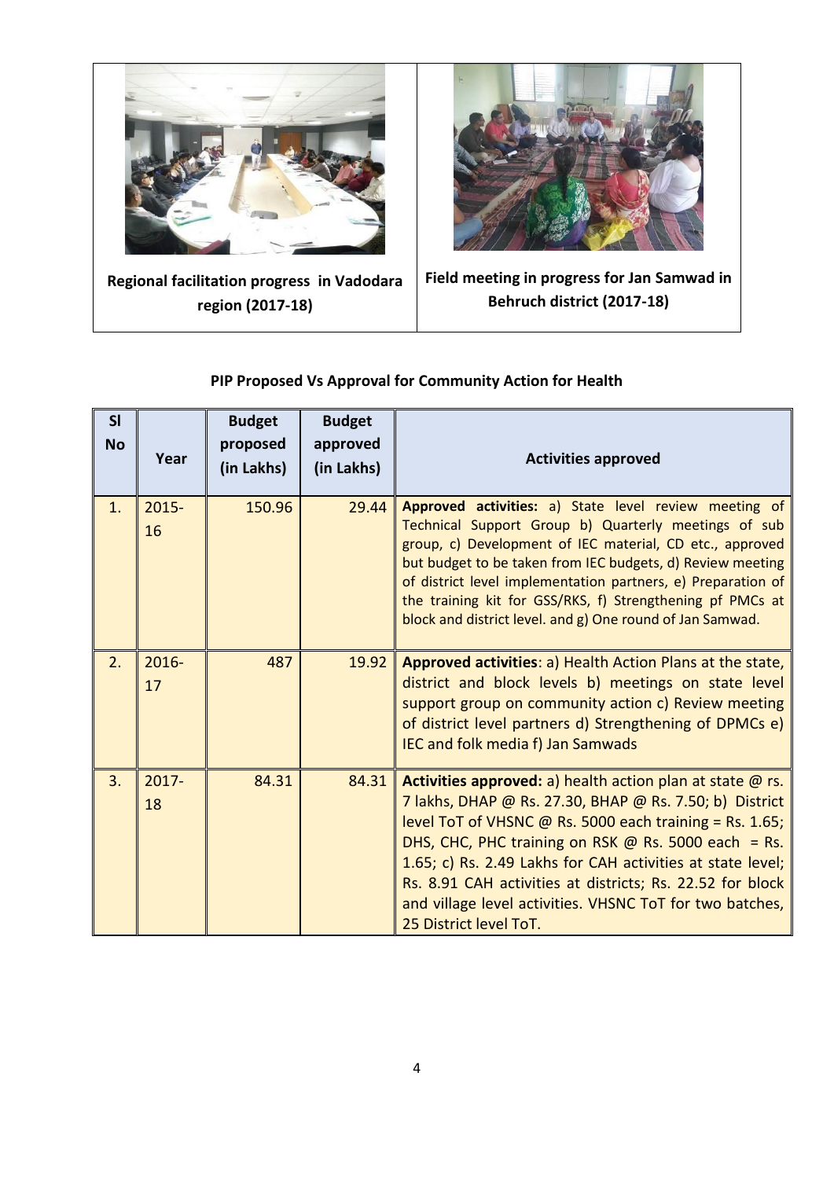| Regional facilitation progress in Vadodara region (2017-18) | Field meeting in progress for Jan Samwad in Behruch district (2017-18) |
|---|---|

**PIP Proposed Vs Approval for Community Action for Health**

| Sl No | Year | Budget proposed (in Lakhs) | Budget approved (in Lakhs) | Activities approved |
|---|---|---|---|---|
| 1. | 2015-16 | 150.96 | 29.44 | **Approved activities:** a) State level review meeting of Technical Support Group b) Quarterly meetings of sub group, c) Development of IEC material, CD etc., approved but budget to be taken from IEC budgets, d) Review meeting of district level implementation partners, e) Preparation of the training kit for GSS/RKS, f) Strengthening pf PMCs at block and district level. and g) One round of Jan Samwad. |
| 2. | 2016-17 | 487 | 19.92 | **Approved activities**: a) Health Action Plans at the state, district and block levels b) meetings on state level support group on community action c) Review meeting of district level partners d) Strengthening of DPMCs e) IEC and folk media f) Jan Samwads |
| 3. | 2017-18 | 84.31 | 84.31 | **Activities approved:** a) health action plan at state @ rs. 7 lakhs, DHAP @ Rs. 27.30, BHAP @ Rs. 7.50; b) District level ToT of VHSNC @ Rs. 5000 each training = Rs. 1.65; DHS, CHC, PHC training on RSK @ Rs. 5000 each = Rs. 1.65; c) Rs. 2.49 Lakhs for CAH activities at state level; Rs. 8.91 CAH activities at districts; Rs. 22.52 for block and village level activities. VHSNC ToT for two batches, 25 District level ToT. |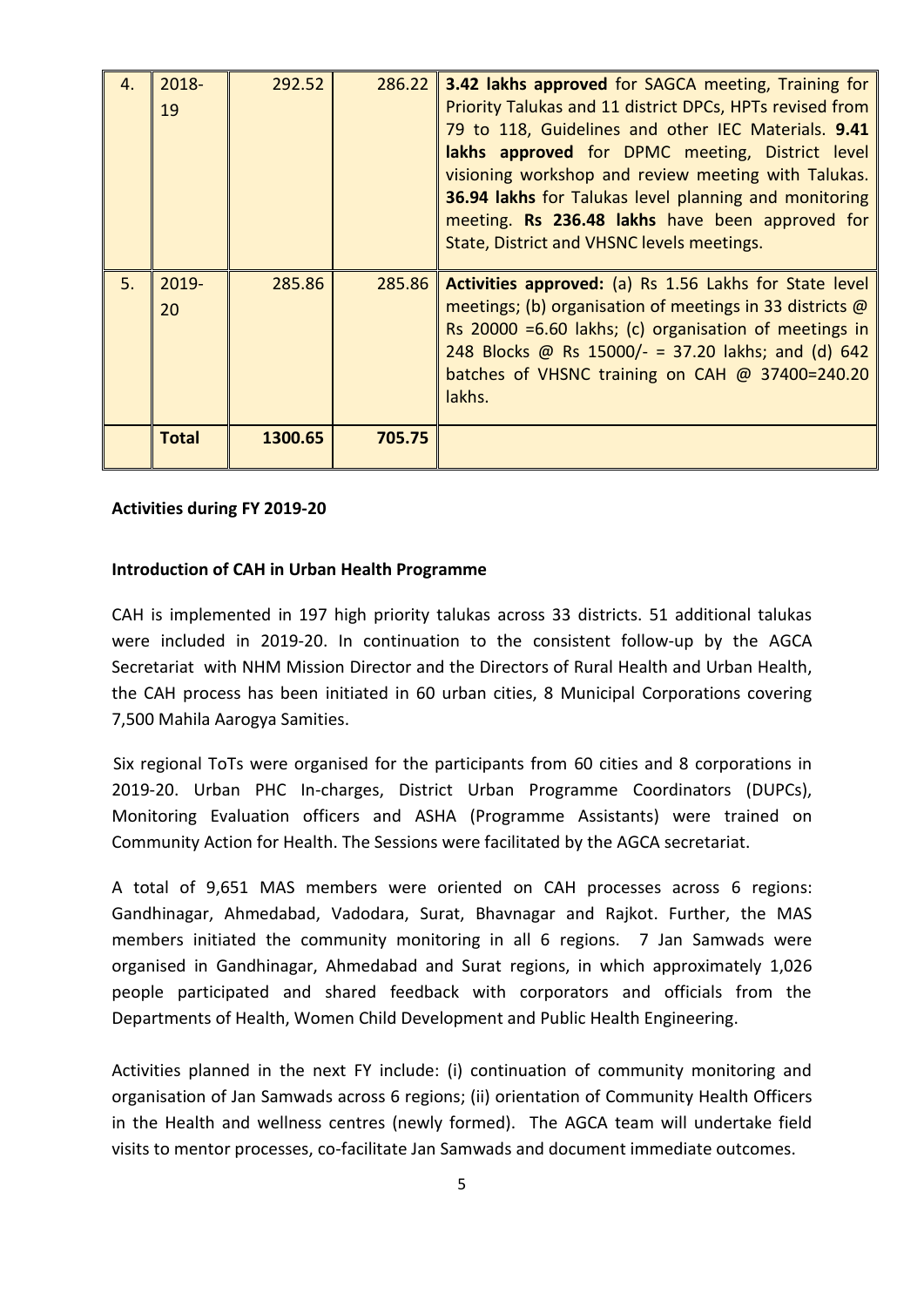| | | | | |
|---|---|---|---|---|
| 4. | 2018-19 | 292.52 | 286.22 | **3.42 lakhs approved** for SAGCA meeting, Training for Priority Talukas and 11 district DPCs, HPTs revised from 79 to 118, Guidelines and other IEC Materials. **9.41 lakhs approved** for DPMC meeting, District level visioning workshop and review meeting with Talukas. **36.94 lakhs** for Talukas level planning and monitoring meeting. **Rs 236.48 lakhs** have been approved for State, District and VHSNC levels meetings. |
| 5. | 2019-20 | 285.86 | 285.86 | **Activities approved:** (a) Rs 1.56 Lakhs for State level meetings; (b) organisation of meetings in 33 districts @ Rs 20000 =6.60 lakhs; (c) organisation of meetings in 248 Blocks @ Rs 15000/- = 37.20 lakhs; and (d) 642 batches of VHSNC training on CAH @ 37400=240.20 lakhs. |
| | **Total** | **1300.65** | **705.75** | |

**Activities during FY 2019-20**

**Introduction of CAH in Urban Health Programme**

CAH is implemented in 197 high priority talukas across 33 districts. 51 additional talukas were included in 2019-20. In continuation to the consistent follow-up by the AGCA Secretariat with NHM Mission Director and the Directors of Rural Health and Urban Health, the CAH process has been initiated in 60 urban cities, 8 Municipal Corporations covering 7,500 Mahila Aarogya Samities.

Six regional ToTs were organised for the participants from 60 cities and 8 corporations in 2019-20. Urban PHC In-charges, District Urban Programme Coordinators (DUPCs), Monitoring Evaluation officers and ASHA (Programme Assistants) were trained on Community Action for Health. The Sessions were facilitated by the AGCA secretariat.

A total of 9,651 MAS members were oriented on CAH processes across 6 regions: Gandhinagar, Ahmedabad, Vadodara, Surat, Bhavnagar and Rajkot. Further, the MAS members initiated the community monitoring in all 6 regions. 7 Jan Samwads were organised in Gandhinagar, Ahmedabad and Surat regions, in which approximately 1,026 people participated and shared feedback with corporators and officials from the Departments of Health, Women Child Development and Public Health Engineering.

Activities planned in the next FY include: (i) continuation of community monitoring and organisation of Jan Samwads across 6 regions; (ii) orientation of Community Health Officers in the Health and wellness centres (newly formed). The AGCA team will undertake field visits to mentor processes, co-facilitate Jan Samwads and document immediate outcomes.